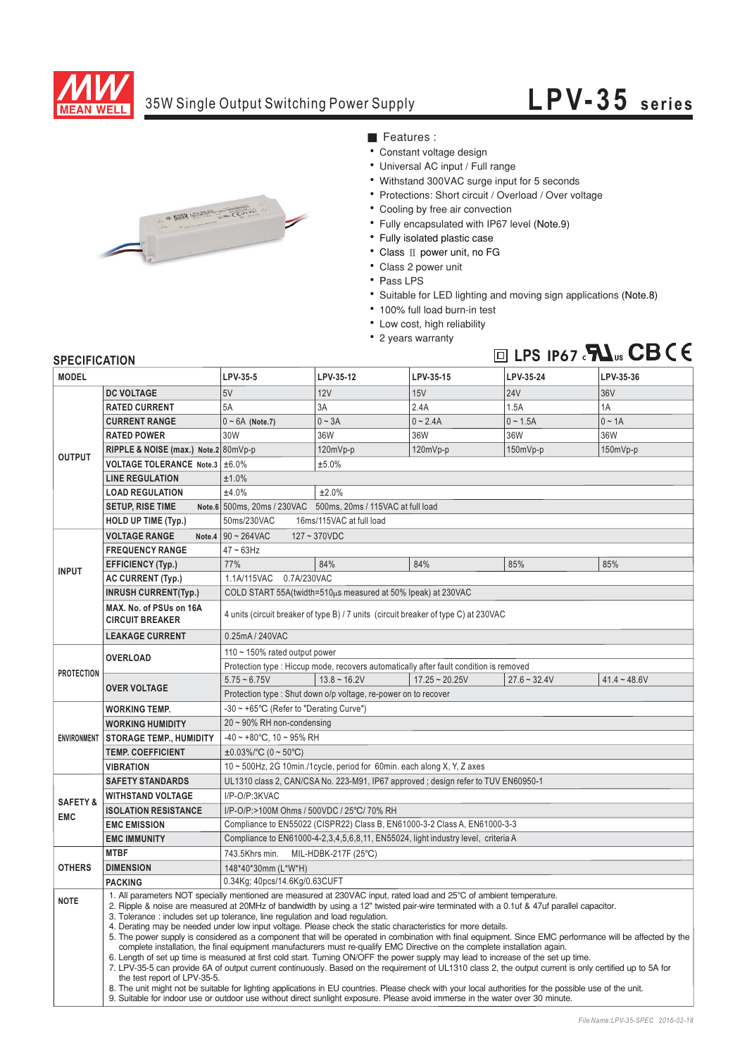# 35W Single Output Switching Power Supply

## LPV-35 series

■ Features :

- Constant voltage design
- Universal AC input / Full range
- Withstand 300VAC surge input for 5 seconds
- Protections: Short circuit / Overload / Over voltage
- Cooling by free air convection
- Fully encapsulated with IP67 level (Note.9)
- Fully isolated plastic case
- Class Ⅱ power unit, no FG
- Class 2 power unit
- Pass LPS
- Suitable for LED lighting and moving sign applications (Note.8)
- 100% full load burn-in test
- Low cost, high reliability
- 2 years warranty

LPS IP67

## SPECIFICATION

| MODEL | | LPV-35-5 | LPV-35-12 | LPV-35-15 | LPV-35-24 | LPV-35-36 |
|---|---|---|---|---|---|---|
| OUTPUT | DC VOLTAGE | 5V | 12V | 15V | 24V | 36V |
| | RATED CURRENT | 5A | 3A | 2.4A | 1.5A | 1A |
| | CURRENT RANGE | 0 ~ 6A (Note.7) | 0 ~ 3A | 0 ~ 2.4A | 0 ~ 1.5A | 0 ~ 1A |
| | RATED POWER | 30W | 36W | 36W | 36W | 36W |
| | RIPPLE & NOISE (max.) Note.2 | 80mVp-p | 120mVp-p | 120mVp-p | 150mVp-p | 150mVp-p |
| | VOLTAGE TOLERANCE Note.3 | ±6.0% | ±5.0% | | | |
| | LINE REGULATION | ±1.0% | | | | |
| | LOAD REGULATION | ±4.0% | ±2.0% | | | |
| | SETUP, RISE TIME Note.6 | 500ms, 20ms / 230VAC 500ms, 20ms / 115VAC at full load | | | | |
| | HOLD UP TIME (Typ.) | 50ms/230VAC 16ms/115VAC at full load | | | | |
| INPUT | VOLTAGE RANGE Note.4 | 90 ~ 264VAC 127 ~ 370VDC | | | | |
| | FREQUENCY RANGE | 47 ~ 63Hz | | | | |
| | EFFICIENCY (Typ.) | 77% | 84% | 84% | 85% | 85% |
| | AC CURRENT (Typ.) | 1.1A/115VAC 0.7A/230VAC | | | | |
| | INRUSH CURRENT(Typ.) | COLD START 55A(twidth=510μs measured at 50% Ipeak) at 230VAC | | | | |
| | MAX. No. of PSUs on 16A CIRCUIT BREAKER | 4 units (circuit breaker of type B) / 7 units (circuit breaker of type C) at 230VAC | | | | |
| | LEAKAGE CURRENT | 0.25mA / 240VAC | | | | |
| PROTECTION | OVERLOAD | 110 ~ 150% rated output power | | | | |
| | | Protection type : Hiccup mode, recovers automatically after fault condition is removed | | | | |
| | OVER VOLTAGE | 5.75 ~ 6.75V | 13.8 ~ 16.2V | 17.25 ~ 20.25V | 27.6 ~ 32.4V | 41.4 ~ 48.6V |
| | | Protection type : Shut down o/p voltage, re-power on to recover | | | | |
| ENVIRONMENT | WORKING TEMP. | -30 ~ +65℃ (Refer to "Derating Curve") | | | | |
| | WORKING HUMIDITY | 20 ~ 90% RH non-condensing | | | | |
| | STORAGE TEMP., HUMIDITY | -40 ~ +80℃, 10 ~ 95% RH | | | | |
| | TEMP. COEFFICIENT | ±0.03%/℃ (0 ~ 50℃) | | | | |
| | VIBRATION | 10 ~ 500Hz, 2G 10min./1cycle, period for 60min. each along X, Y, Z axes | | | | |
| SAFETY & EMC | SAFETY STANDARDS | UL1310 class 2, CAN/CSA No. 223-M91, IP67 approved ; design refer to TUV EN60950-1 | | | | |
| | WITHSTAND VOLTAGE | I/P-O/P:3KVAC | | | | |
| | ISOLATION RESISTANCE | I/P-O/P:>100M Ohms / 500VDC / 25℃/ 70% RH | | | | |
| | EMC EMISSION | Compliance to EN55022 (CISPR22) Class B, EN61000-3-2 Class A, EN61000-3-3 | | | | |
| | EMC IMMUNITY | Compliance to EN61000-4-2,3,4,5,6,8,11, EN55024, light industry level, criteria A | | | | |
| OTHERS | MTBF | 743.5Khrs min. MIL-HDBK-217F (25℃) | | | | |
| | DIMENSION | 148*40*30mm (L*W*H) | | | | |
| | PACKING | 0.34Kg; 40pcs/14.6Kg/0.63CUFT | | | | |

**NOTE**

1. All parameters NOT specially mentioned are measured at 230VAC input, rated load and 25℃ of ambient temperature.
2. Ripple & noise are measured at 20MHz of bandwidth by using a 12" twisted pair-wire terminated with a 0.1uf & 47uf parallel capacitor.
3. Tolerance : includes set up tolerance, line regulation and load regulation.
4. Derating may be needed under low input voltage. Please check the static characteristics for more details.
5. The power supply is considered as a component that will be operated in combination with final equipment. Since EMC performance will be affected by the complete installation, the final equipment manufacturers must re-qualify EMC Directive on the complete installation again.
6. Length of set up time is measured at first cold start. Turning ON/OFF the power supply may lead to increase of the set up time.
7. LPV-35-5 can provide 6A of output current continuously. Based on the requirement of UL1310 class 2, the output current is only certified up to 5A for the test report of LPV-35-5.
8. The unit might not be suitable for lighting applications in EU countries. Please check with your local authorities for the possible use of the unit.
9. Suitable for indoor use or outdoor use without direct sunlight exposure. Please avoid immerse in the water over 30 minute.

File Name:LPV-35-SPEC 2016-02-18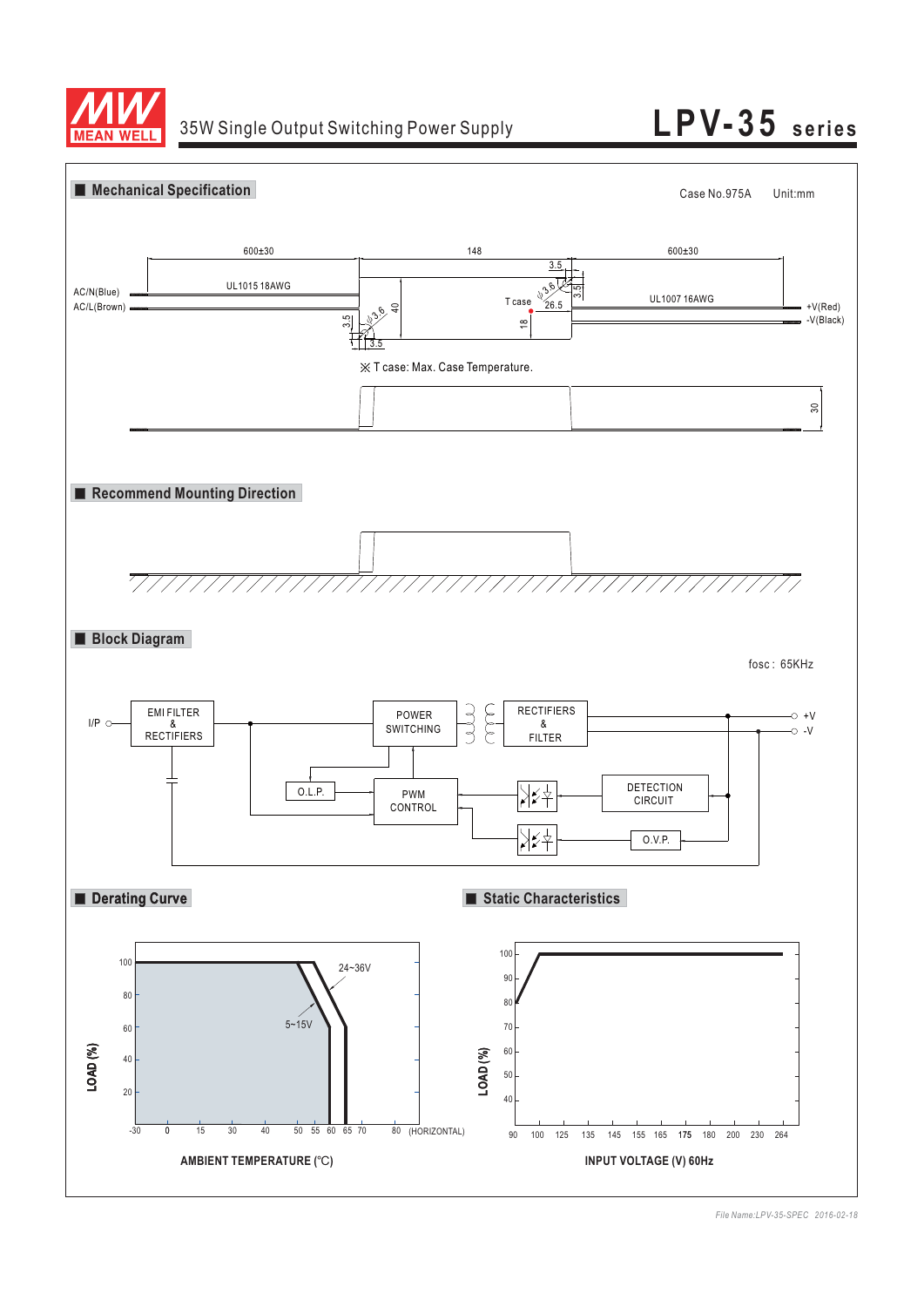# 35W Single Output Switching Power Supply

# LPV-35 series

## Mechanical Specification

Case No.975A Unit:mm

600±30
148
600±30
UL1015 18AWG
UL1007 16AWG
AC/N(Blue)
AC/L(Brown)
+V(Red)
-V(Black)
3.5
ψ3.6
3.5
40
3.5
ψ3.6
3.5
26.5
T case
18
30

※ T case: Max. Case Temperature.

## Recommend Mounting Direction

## Block Diagram

fosc : 65KHz

I/P
EMI FILTER & RECTIFIERS
POWER SWITCHING
RECTIFIERS & FILTER
+V
-V
O.L.P.
PWM CONTROL
DETECTION CIRCUIT
O.V.P.

## Derating Curve

LOAD (%)
100
80
60
40
20
24~36V
5~15V
-30 0 15 30 40 50 55 60 65 70 80 (HORIZONTAL)
AMBIENT TEMPERATURE (℃)

## Static Characteristics

LOAD (%)
100
90
80
70
60
50
40
90 100 125 135 145 155 165 175 180 200 230 264
INPUT VOLTAGE (V) 60Hz

*File Name:LPV-35-SPEC 2016-02-18*